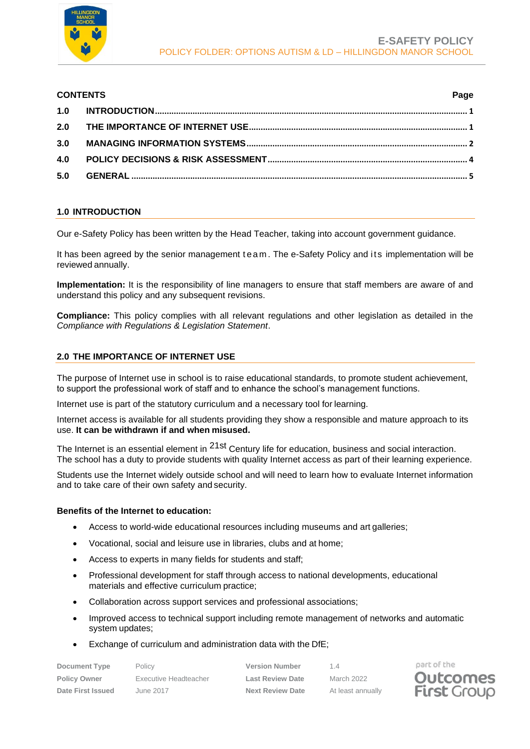# E-SAFETY POLICY

POLICY FOLDER: OPTIONS AUTISM & LD – HILLINGDON MANOR SCHOOL

**CONTENTS** **Page**

| | | |
|---|---|---|
| **1.0** | **INTRODUCTION** | **1** |
| **2.0** | **THE IMPORTANCE OF INTERNET USE** | **1** |
| **3.0** | **MANAGING INFORMATION SYSTEMS** | **2** |
| **4.0** | **POLICY DECISIONS & RISK ASSESSMENT** | **4** |
| **5.0** | **GENERAL** | **5** |

## 1.0 INTRODUCTION

Our e-Safety Policy has been written by the Head Teacher, taking into account government guidance.

It has been agreed by the senior management team. The e-Safety Policy and its implementation will be reviewed annually.

**Implementation:** It is the responsibility of line managers to ensure that staff members are aware of and understand this policy and any subsequent revisions.

**Compliance:** This policy complies with all relevant regulations and other legislation as detailed in the *Compliance with Regulations & Legislation Statement*.

## 2.0 THE IMPORTANCE OF INTERNET USE

The purpose of Internet use in school is to raise educational standards, to promote student achievement, to support the professional work of staff and to enhance the school's management functions.

Internet use is part of the statutory curriculum and a necessary tool for learning.

Internet access is available for all students providing they show a responsible and mature approach to its use. **It can be withdrawn if and when misused.**

The Internet is an essential element in 21st Century life for education, business and social interaction. The school has a duty to provide students with quality Internet access as part of their learning experience.

Students use the Internet widely outside school and will need to learn how to evaluate Internet information and to take care of their own safety and security.

**Benefits of the Internet to education:**

- Access to world-wide educational resources including museums and art galleries;
- Vocational, social and leisure use in libraries, clubs and at home;
- Access to experts in many fields for students and staff;
- Professional development for staff through access to national developments, educational materials and effective curriculum practice;
- Collaboration across support services and professional associations;
- Improved access to technical support including remote management of networks and automatic system updates;
- Exchange of curriculum and administration data with the DfE;

| | | | |
|---|---|---|---|
| Document Type | Policy | Version Number | 1.4 |
| Policy Owner | Executive Headteacher | Last Review Date | March 2022 |
| Date First Issued | June 2017 | Next Review Date | At least annually |

part of the Outcomes First Group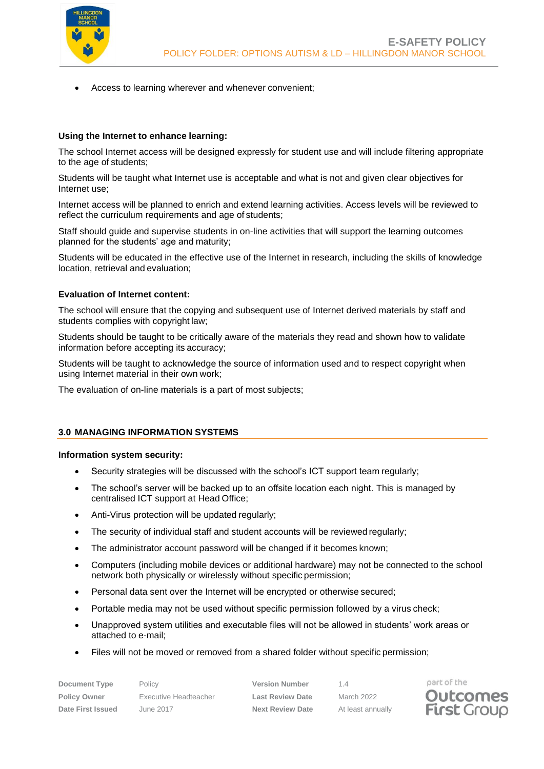- Access to learning wherever and whenever convenient;

**Using the Internet to enhance learning:**

The school Internet access will be designed expressly for student use and will include filtering appropriate to the age of students;

Students will be taught what Internet use is acceptable and what is not and given clear objectives for Internet use;

Internet access will be planned to enrich and extend learning activities. Access levels will be reviewed to reflect the curriculum requirements and age of students;

Staff should guide and supervise students in on-line activities that will support the learning outcomes planned for the students' age and maturity;

Students will be educated in the effective use of the Internet in research, including the skills of knowledge location, retrieval and evaluation;

**Evaluation of Internet content:**

The school will ensure that the copying and subsequent use of Internet derived materials by staff and students complies with copyright law;

Students should be taught to be critically aware of the materials they read and shown how to validate information before accepting its accuracy;

Students will be taught to acknowledge the source of information used and to respect copyright when using Internet material in their own work;

The evaluation of on-line materials is a part of most subjects;

## 3.0 MANAGING INFORMATION SYSTEMS

**Information system security:**

- Security strategies will be discussed with the school's ICT support team regularly;
- The school's server will be backed up to an offsite location each night. This is managed by centralised ICT support at Head Office;
- Anti-Virus protection will be updated regularly;
- The security of individual staff and student accounts will be reviewed regularly;
- The administrator account password will be changed if it becomes known;
- Computers (including mobile devices or additional hardware) may not be connected to the school network both physically or wirelessly without specific permission;
- Personal data sent over the Internet will be encrypted or otherwise secured;
- Portable media may not be used without specific permission followed by a virus check;
- Unapproved system utilities and executable files will not be allowed in students' work areas or attached to e-mail;
- Files will not be moved or removed from a shared folder without specific permission;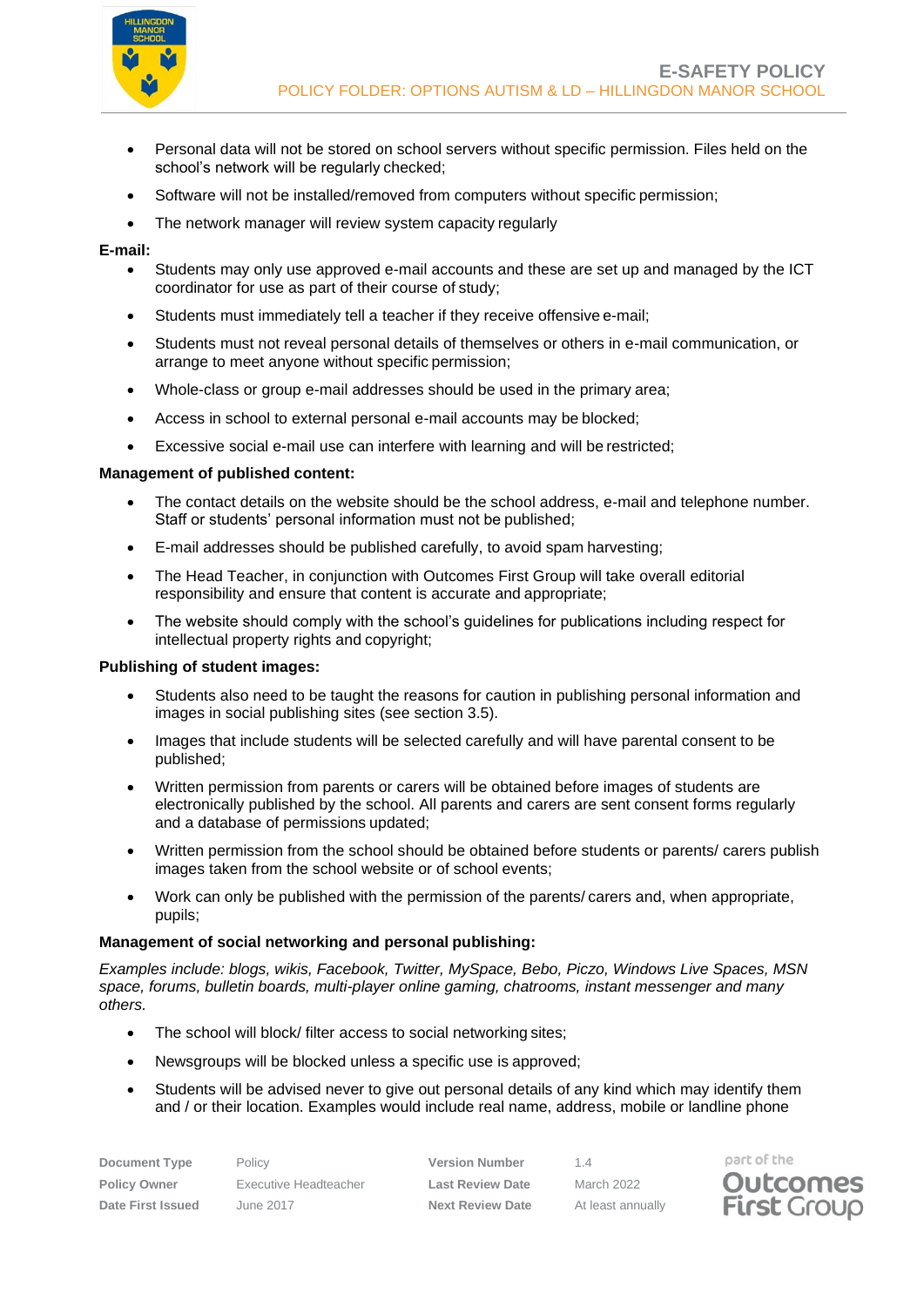- Personal data will not be stored on school servers without specific permission. Files held on the school's network will be regularly checked;
- Software will not be installed/removed from computers without specific permission;
- The network manager will review system capacity regularly

**E-mail:**

- Students may only use approved e-mail accounts and these are set up and managed by the ICT coordinator for use as part of their course of study;
- Students must immediately tell a teacher if they receive offensive e-mail;
- Students must not reveal personal details of themselves or others in e-mail communication, or arrange to meet anyone without specific permission;
- Whole-class or group e-mail addresses should be used in the primary area;
- Access in school to external personal e-mail accounts may be blocked;
- Excessive social e-mail use can interfere with learning and will be restricted;

**Management of published content:**

- The contact details on the website should be the school address, e-mail and telephone number. Staff or students' personal information must not be published;
- E-mail addresses should be published carefully, to avoid spam harvesting;
- The Head Teacher, in conjunction with Outcomes First Group will take overall editorial responsibility and ensure that content is accurate and appropriate;
- The website should comply with the school's guidelines for publications including respect for intellectual property rights and copyright;

**Publishing of student images:**

- Students also need to be taught the reasons for caution in publishing personal information and images in social publishing sites (see section 3.5).
- Images that include students will be selected carefully and will have parental consent to be published;
- Written permission from parents or carers will be obtained before images of students are electronically published by the school. All parents and carers are sent consent forms regularly and a database of permissions updated;
- Written permission from the school should be obtained before students or parents/ carers publish images taken from the school website or of school events;
- Work can only be published with the permission of the parents/ carers and, when appropriate, pupils;

**Management of social networking and personal publishing:**

*Examples include: blogs, wikis, Facebook, Twitter, MySpace, Bebo, Piczo, Windows Live Spaces, MSN space, forums, bulletin boards, multi-player online gaming, chatrooms, instant messenger and many others.*

- The school will block/ filter access to social networking sites;
- Newsgroups will be blocked unless a specific use is approved;
- Students will be advised never to give out personal details of any kind which may identify them and / or their location. Examples would include real name, address, mobile or landline phone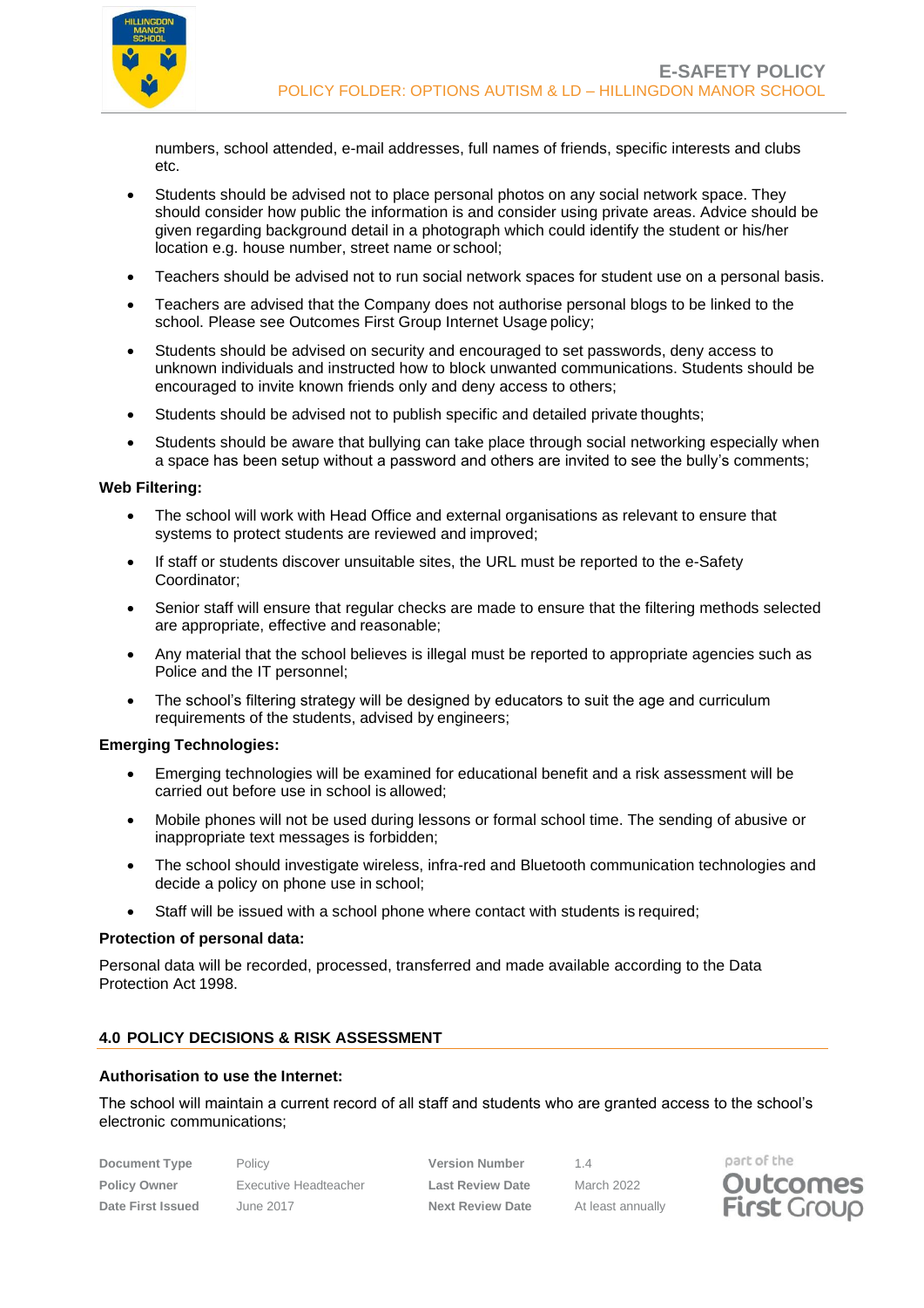numbers, school attended, e-mail addresses, full names of friends, specific interests and clubs etc.

- Students should be advised not to place personal photos on any social network space. They should consider how public the information is and consider using private areas. Advice should be given regarding background detail in a photograph which could identify the student or his/her location e.g. house number, street name or school;
- Teachers should be advised not to run social network spaces for student use on a personal basis.
- Teachers are advised that the Company does not authorise personal blogs to be linked to the school. Please see Outcomes First Group Internet Usage policy;
- Students should be advised on security and encouraged to set passwords, deny access to unknown individuals and instructed how to block unwanted communications. Students should be encouraged to invite known friends only and deny access to others;
- Students should be advised not to publish specific and detailed private thoughts;
- Students should be aware that bullying can take place through social networking especially when a space has been setup without a password and others are invited to see the bully's comments;

**Web Filtering:**

- The school will work with Head Office and external organisations as relevant to ensure that systems to protect students are reviewed and improved;
- If staff or students discover unsuitable sites, the URL must be reported to the e-Safety Coordinator;
- Senior staff will ensure that regular checks are made to ensure that the filtering methods selected are appropriate, effective and reasonable;
- Any material that the school believes is illegal must be reported to appropriate agencies such as Police and the IT personnel;
- The school's filtering strategy will be designed by educators to suit the age and curriculum requirements of the students, advised by engineers;

**Emerging Technologies:**

- Emerging technologies will be examined for educational benefit and a risk assessment will be carried out before use in school is allowed;
- Mobile phones will not be used during lessons or formal school time. The sending of abusive or inappropriate text messages is forbidden;
- The school should investigate wireless, infra-red and Bluetooth communication technologies and decide a policy on phone use in school;
- Staff will be issued with a school phone where contact with students is required;

**Protection of personal data:**

Personal data will be recorded, processed, transferred and made available according to the Data Protection Act 1998.

## 4.0 POLICY DECISIONS & RISK ASSESSMENT

**Authorisation to use the Internet:**

The school will maintain a current record of all staff and students who are granted access to the school's electronic communications;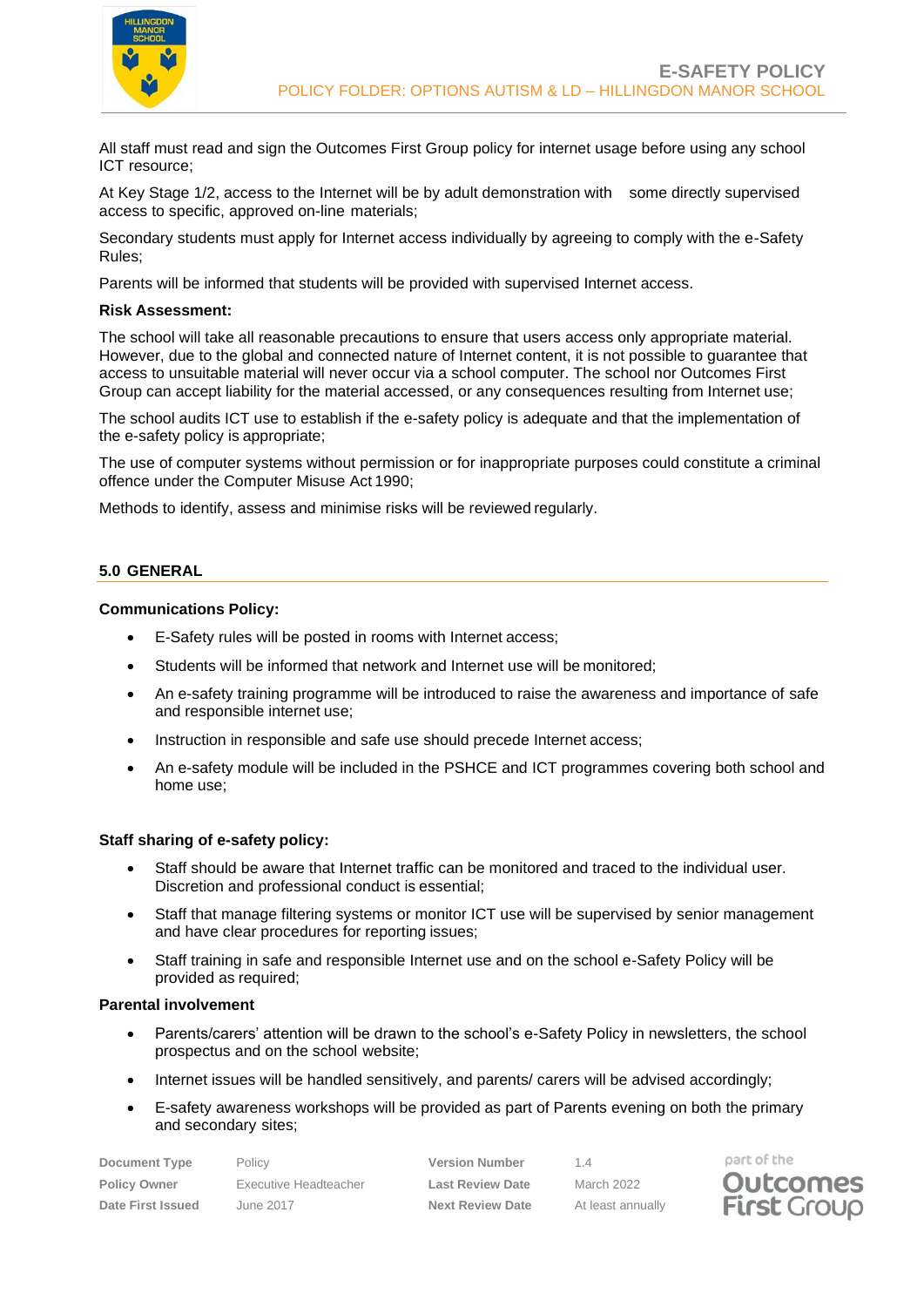All staff must read and sign the Outcomes First Group policy for internet usage before using any school ICT resource;

At Key Stage 1/2, access to the Internet will be by adult demonstration with some directly supervised access to specific, approved on-line materials;

Secondary students must apply for Internet access individually by agreeing to comply with the e-Safety Rules;

Parents will be informed that students will be provided with supervised Internet access.

**Risk Assessment:**

The school will take all reasonable precautions to ensure that users access only appropriate material. However, due to the global and connected nature of Internet content, it is not possible to guarantee that access to unsuitable material will never occur via a school computer. The school nor Outcomes First Group can accept liability for the material accessed, or any consequences resulting from Internet use;

The school audits ICT use to establish if the e-safety policy is adequate and that the implementation of the e-safety policy is appropriate;

The use of computer systems without permission or for inappropriate purposes could constitute a criminal offence under the Computer Misuse Act 1990;

Methods to identify, assess and minimise risks will be reviewed regularly.

## 5.0 GENERAL

**Communications Policy:**

- E-Safety rules will be posted in rooms with Internet access;
- Students will be informed that network and Internet use will be monitored;
- An e-safety training programme will be introduced to raise the awareness and importance of safe and responsible internet use;
- Instruction in responsible and safe use should precede Internet access;
- An e-safety module will be included in the PSHCE and ICT programmes covering both school and home use;

**Staff sharing of e-safety policy:**

- Staff should be aware that Internet traffic can be monitored and traced to the individual user. Discretion and professional conduct is essential;
- Staff that manage filtering systems or monitor ICT use will be supervised by senior management and have clear procedures for reporting issues;
- Staff training in safe and responsible Internet use and on the school e-Safety Policy will be provided as required;

**Parental involvement**

- Parents/carers' attention will be drawn to the school's e-Safety Policy in newsletters, the school prospectus and on the school website;
- Internet issues will be handled sensitively, and parents/ carers will be advised accordingly;
- E-safety awareness workshops will be provided as part of Parents evening on both the primary and secondary sites;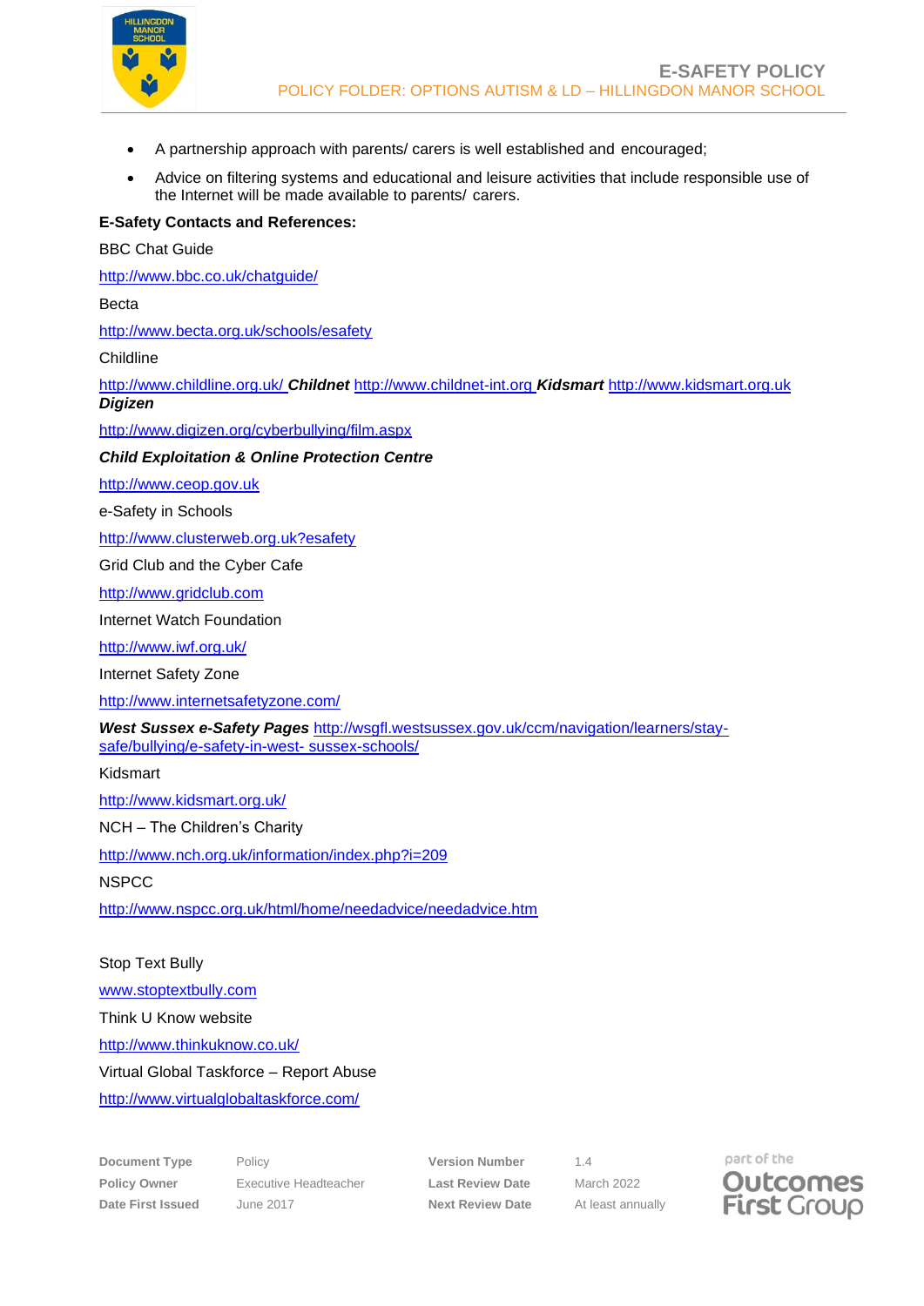- A partnership approach with parents/ carers is well established and encouraged;
- Advice on filtering systems and educational and leisure activities that include responsible use of the Internet will be made available to parents/ carers.

**E-Safety Contacts and References:**

BBC Chat Guide

http://www.bbc.co.uk/chatguide/

Becta

http://www.becta.org.uk/schools/esafety

Childline

http://www.childline.org.uk/ ***Childnet*** http://www.childnet-int.org ***Kidsmart*** http://www.kidsmart.org.uk ***Digizen***

http://www.digizen.org/cyberbullying/film.aspx

***Child Exploitation & Online Protection Centre***

http://www.ceop.gov.uk

e-Safety in Schools

http://www.clusterweb.org.uk?esafety

Grid Club and the Cyber Cafe

http://www.gridclub.com

Internet Watch Foundation

http://www.iwf.org.uk/

Internet Safety Zone

http://www.internetsafetyzone.com/

***West Sussex e-Safety Pages*** http://wsgfl.westsussex.gov.uk/ccm/navigation/learners/stay-safe/bullying/e-safety-in-west- sussex-schools/

Kidsmart

http://www.kidsmart.org.uk/

NCH – The Children's Charity

http://www.nch.org.uk/information/index.php?i=209

NSPCC

http://www.nspcc.org.uk/html/home/needadvice/needadvice.htm

Stop Text Bully

www.stoptextbully.com

Think U Know website

http://www.thinkuknow.co.uk/

Virtual Global Taskforce – Report Abuse

http://www.virtualglobaltaskforce.com/